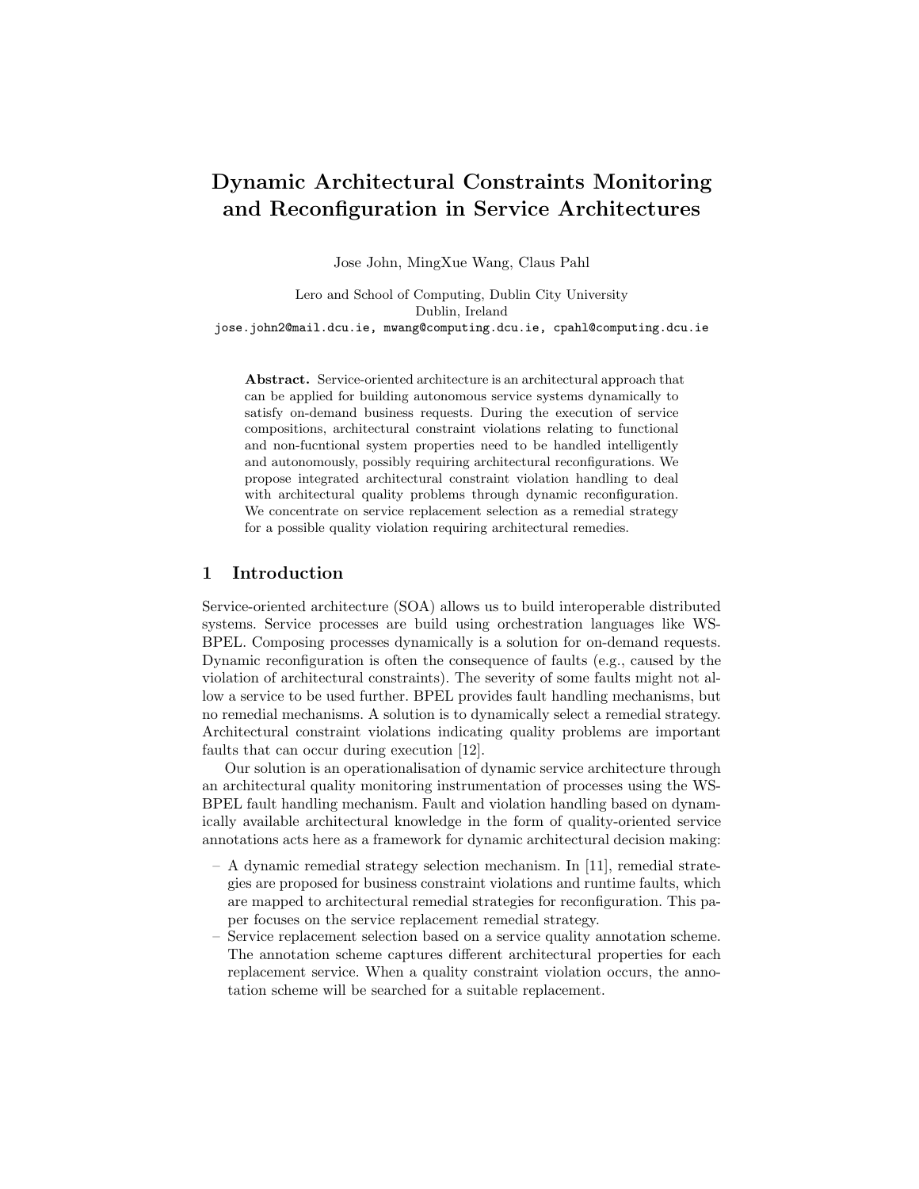# Dynamic Architectural Constraints Monitoring and Reconfiguration in Service Architectures

Jose John, MingXue Wang, Claus Pahl

Lero and School of Computing, Dublin City University
Dublin, Ireland
jose.john2@mail.dcu.ie, mwang@computing.dcu.ie, cpahl@computing.dcu.ie

**Abstract.** Service-oriented architecture is an architectural approach that can be applied for building autonomous service systems dynamically to satisfy on-demand business requests. During the execution of service compositions, architectural constraint violations relating to functional and non-fucntional system properties need to be handled intelligently and autonomously, possibly requiring architectural reconfigurations. We propose integrated architectural constraint violation handling to deal with architectural quality problems through dynamic reconfiguration. We concentrate on service replacement selection as a remedial strategy for a possible quality violation requiring architectural remedies.

## 1 Introduction

Service-oriented architecture (SOA) allows us to build interoperable distributed systems. Service processes are build using orchestration languages like WS-BPEL. Composing processes dynamically is a solution for on-demand requests. Dynamic reconfiguration is often the consequence of faults (e.g., caused by the violation of architectural constraints). The severity of some faults might not allow a service to be used further. BPEL provides fault handling mechanisms, but no remedial mechanisms. A solution is to dynamically select a remedial strategy. Architectural constraint violations indicating quality problems are important faults that can occur during execution [12].

Our solution is an operationalisation of dynamic service architecture through an architectural quality monitoring instrumentation of processes using the WS-BPEL fault handling mechanism. Fault and violation handling based on dynamically available architectural knowledge in the form of quality-oriented service annotations acts here as a framework for dynamic architectural decision making:

- A dynamic remedial strategy selection mechanism. In [11], remedial strategies are proposed for business constraint violations and runtime faults, which are mapped to architectural remedial strategies for reconfiguration. This paper focuses on the service replacement remedial strategy.
- Service replacement selection based on a service quality annotation scheme. The annotation scheme captures different architectural properties for each replacement service. When a quality constraint violation occurs, the annotation scheme will be searched for a suitable replacement.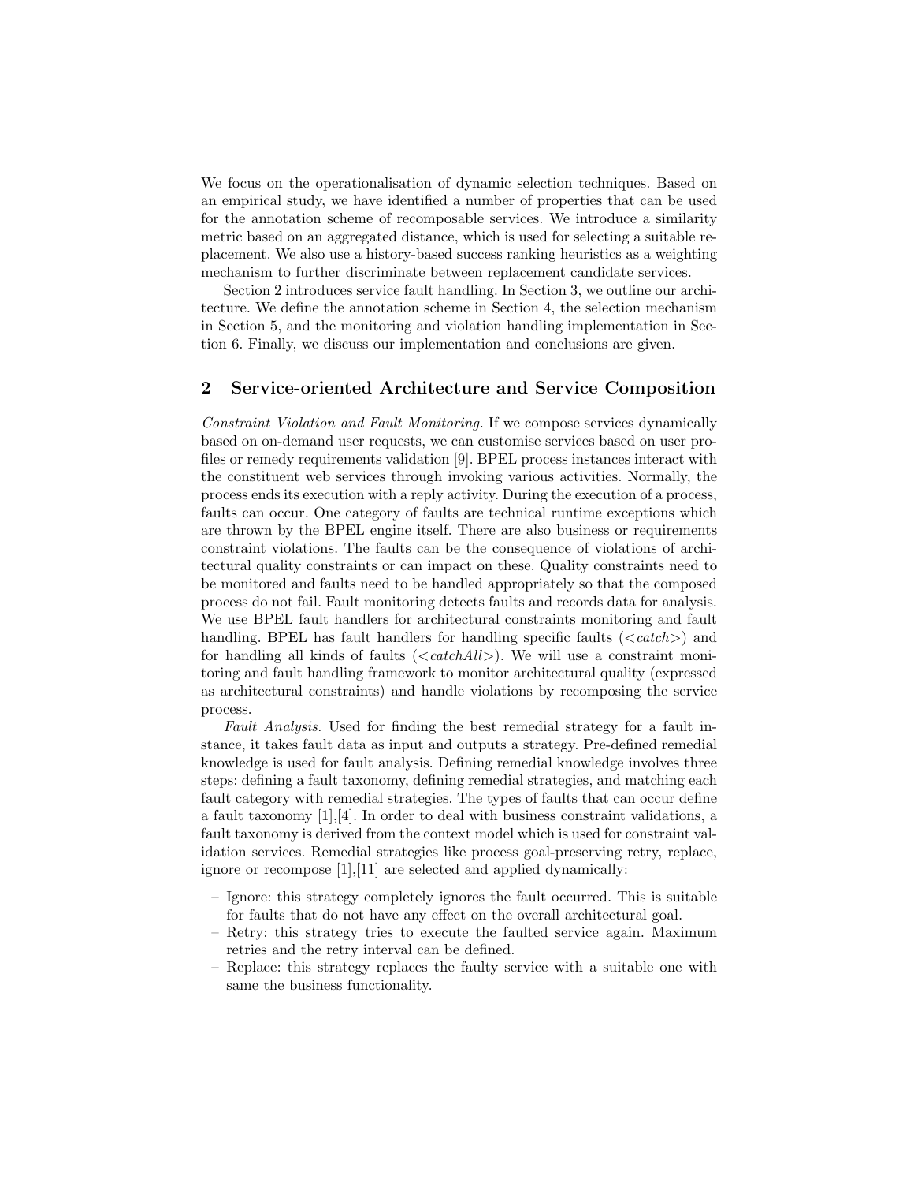We focus on the operationalisation of dynamic selection techniques. Based on an empirical study, we have identified a number of properties that can be used for the annotation scheme of recomposable services. We introduce a similarity metric based on an aggregated distance, which is used for selecting a suitable replacement. We also use a history-based success ranking heuristics as a weighting mechanism to further discriminate between replacement candidate services.

Section 2 introduces service fault handling. In Section 3, we outline our architecture. We define the annotation scheme in Section 4, the selection mechanism in Section 5, and the monitoring and violation handling implementation in Section 6. Finally, we discuss our implementation and conclusions are given.

## 2 Service-oriented Architecture and Service Composition

*Constraint Violation and Fault Monitoring.* If we compose services dynamically based on on-demand user requests, we can customise services based on user profiles or remedy requirements validation [9]. BPEL process instances interact with the constituent web services through invoking various activities. Normally, the process ends its execution with a reply activity. During the execution of a process, faults can occur. One category of faults are technical runtime exceptions which are thrown by the BPEL engine itself. There are also business or requirements constraint violations. The faults can be the consequence of violations of architectural quality constraints or can impact on these. Quality constraints need to be monitored and faults need to be handled appropriately so that the composed process do not fail. Fault monitoring detects faults and records data for analysis. We use BPEL fault handlers for architectural constraints monitoring and fault handling. BPEL has fault handlers for handling specific faults (<*catch*>) and for handling all kinds of faults (<*catchAll*>). We will use a constraint monitoring and fault handling framework to monitor architectural quality (expressed as architectural constraints) and handle violations by recomposing the service process.

*Fault Analysis.* Used for finding the best remedial strategy for a fault instance, it takes fault data as input and outputs a strategy. Pre-defined remedial knowledge is used for fault analysis. Defining remedial knowledge involves three steps: defining a fault taxonomy, defining remedial strategies, and matching each fault category with remedial strategies. The types of faults that can occur define a fault taxonomy [1],[4]. In order to deal with business constraint validations, a fault taxonomy is derived from the context model which is used for constraint validation services. Remedial strategies like process goal-preserving retry, replace, ignore or recompose [1],[11] are selected and applied dynamically:

- Ignore: this strategy completely ignores the fault occurred. This is suitable for faults that do not have any effect on the overall architectural goal.
- Retry: this strategy tries to execute the faulted service again. Maximum retries and the retry interval can be defined.
- Replace: this strategy replaces the faulty service with a suitable one with same the business functionality.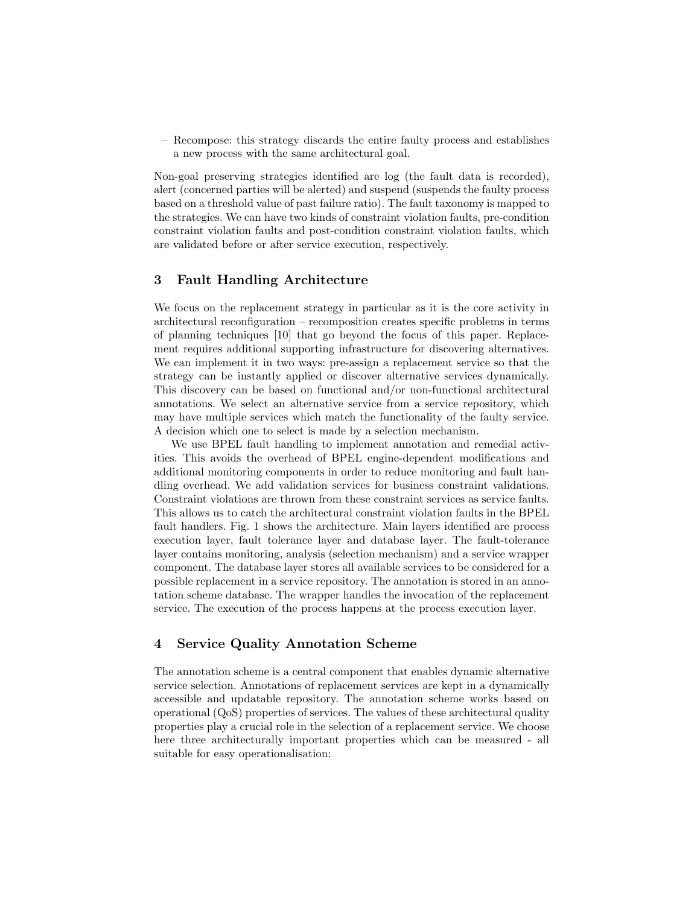– Recompose: this strategy discards the entire faulty process and establishes a new process with the same architectural goal.

Non-goal preserving strategies identified are log (the fault data is recorded), alert (concerned parties will be alerted) and suspend (suspends the faulty process based on a threshold value of past failure ratio). The fault taxonomy is mapped to the strategies. We can have two kinds of constraint violation faults, pre-condition constraint violation faults and post-condition constraint violation faults, which are validated before or after service execution, respectively.

## 3 Fault Handling Architecture

We focus on the replacement strategy in particular as it is the core activity in architectural reconfiguration – recomposition creates specific problems in terms of planning techniques [10] that go beyond the focus of this paper. Replacement requires additional supporting infrastructure for discovering alternatives. We can implement it in two ways: pre-assign a replacement service so that the strategy can be instantly applied or discover alternative services dynamically. This discovery can be based on functional and/or non-functional architectural annotations. We select an alternative service from a service repository, which may have multiple services which match the functionality of the faulty service. A decision which one to select is made by a selection mechanism.

We use BPEL fault handling to implement annotation and remedial activities. This avoids the overhead of BPEL engine-dependent modifications and additional monitoring components in order to reduce monitoring and fault handling overhead. We add validation services for business constraint validations. Constraint violations are thrown from these constraint services as service faults. This allows us to catch the architectural constraint violation faults in the BPEL fault handlers. Fig. 1 shows the architecture. Main layers identified are process execution layer, fault tolerance layer and database layer. The fault-tolerance layer contains monitoring, analysis (selection mechanism) and a service wrapper component. The database layer stores all available services to be considered for a possible replacement in a service repository. The annotation is stored in an annotation scheme database. The wrapper handles the invocation of the replacement service. The execution of the process happens at the process execution layer.

## 4 Service Quality Annotation Scheme

The annotation scheme is a central component that enables dynamic alternative service selection. Annotations of replacement services are kept in a dynamically accessible and updatable repository. The annotation scheme works based on operational (QoS) properties of services. The values of these architectural quality properties play a crucial role in the selection of a replacement service. We choose here three architecturally important properties which can be measured - all suitable for easy operationalisation: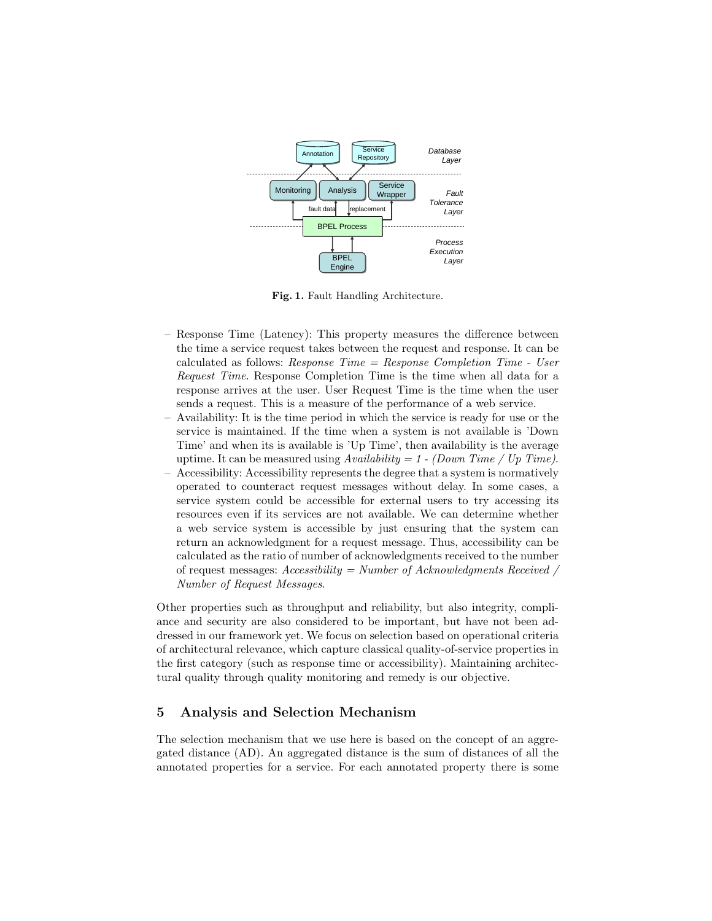Annotation

Service Repository

Database Layer

Monitoring

Analysis

Service Wrapper

Fault Tolerance Layer

fault data

replacement

BPEL Process

BPEL Engine

Process Execution Layer

**Fig. 1.** Fault Handling Architecture.

- Response Time (Latency): This property measures the difference between the time a service request takes between the request and response. It can be calculated as follows: *Response Time = Response Completion Time - User Request Time*. Response Completion Time is the time when all data for a response arrives at the user. User Request Time is the time when the user sends a request. This is a measure of the performance of a web service.
- Availability: It is the time period in which the service is ready for use or the service is maintained. If the time when a system is not available is 'Down Time' and when its is available is 'Up Time', then availability is the average uptime. It can be measured using *Availability = 1 - (Down Time / Up Time)*.
- Accessibility: Accessibility represents the degree that a system is normatively operated to counteract request messages without delay. In some cases, a service system could be accessible for external users to try accessing its resources even if its services are not available. We can determine whether a web service system is accessible by just ensuring that the system can return an acknowledgment for a request message. Thus, accessibility can be calculated as the ratio of number of acknowledgments received to the number of request messages: *Accessibility = Number of Acknowledgments Received / Number of Request Messages*.

Other properties such as throughput and reliability, but also integrity, compliance and security are also considered to be important, but have not been addressed in our framework yet. We focus on selection based on operational criteria of architectural relevance, which capture classical quality-of-service properties in the first category (such as response time or accessibility). Maintaining architectural quality through quality monitoring and remedy is our objective.

## 5 Analysis and Selection Mechanism

The selection mechanism that we use here is based on the concept of an aggregated distance (AD). An aggregated distance is the sum of distances of all the annotated properties for a service. For each annotated property there is some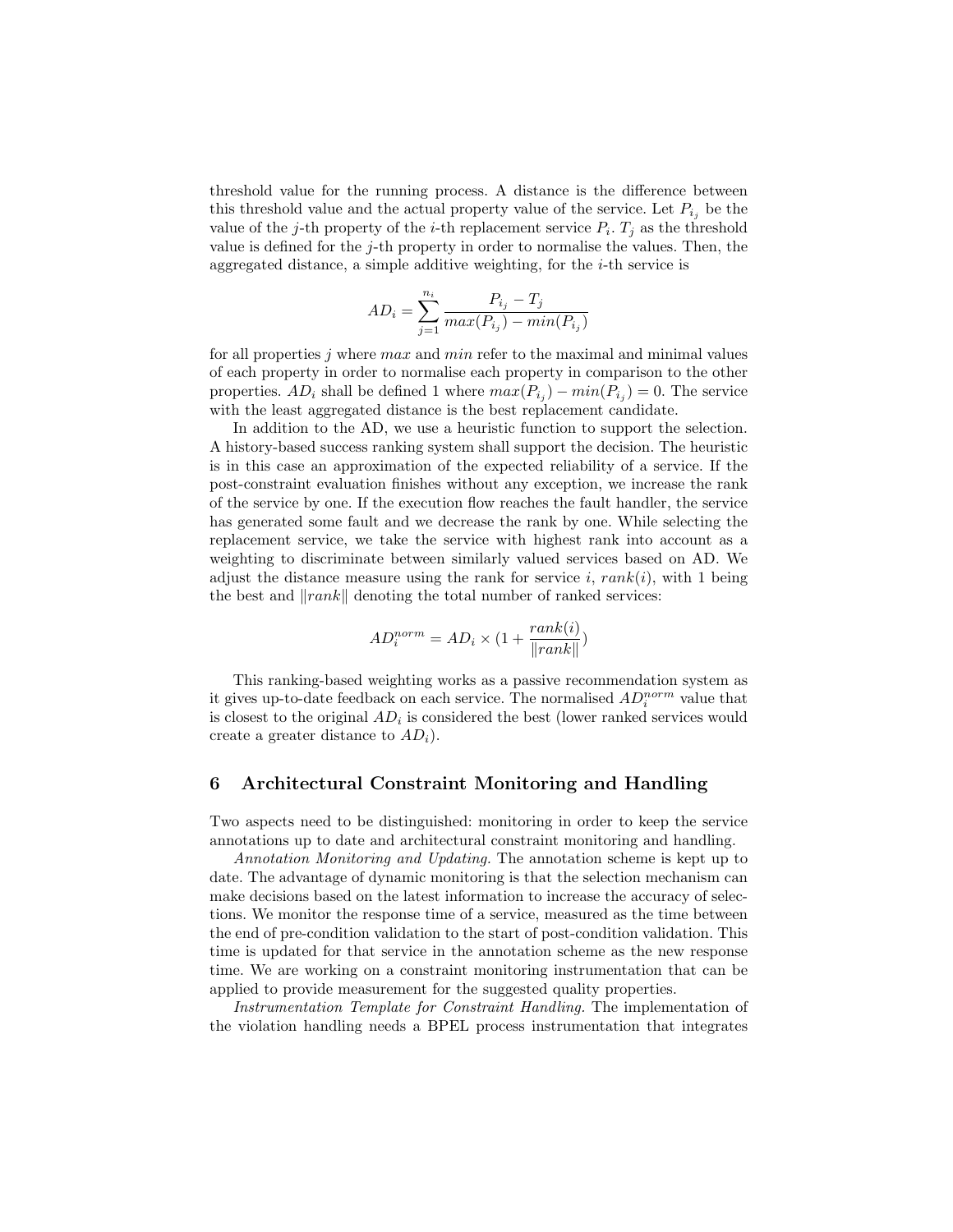threshold value for the running process. A distance is the difference between this threshold value and the actual property value of the service. Let $P_{i_j}$ be the value of the $j$-th property of the $i$-th replacement service $P_i$. $T_j$ as the threshold value is defined for the $j$-th property in order to normalise the values. Then, the aggregated distance, a simple additive weighting, for the $i$-th service is

$$AD_i = \sum_{j=1}^{n_i} \frac{P_{i_j} - T_j}{max(P_{i_j}) - min(P_{i_j})}$$

for all properties $j$ where $max$ and $min$ refer to the maximal and minimal values of each property in order to normalise each property in comparison to the other properties. $AD_i$ shall be defined 1 where $max(P_{i_j}) - min(P_{i_j}) = 0$. The service with the least aggregated distance is the best replacement candidate.

In addition to the AD, we use a heuristic function to support the selection. A history-based success ranking system shall support the decision. The heuristic is in this case an approximation of the expected reliability of a service. If the post-constraint evaluation finishes without any exception, we increase the rank of the service by one. If the execution flow reaches the fault handler, the service has generated some fault and we decrease the rank by one. While selecting the replacement service, we take the service with highest rank into account as a weighting to discriminate between similarly valued services based on AD. We adjust the distance measure using the rank for service $i$, $rank(i)$, with 1 being the best and $\|rank\|$ denoting the total number of ranked services:

$$AD_i^{norm} = AD_i \times (1 + \frac{rank(i)}{\|rank\|})$$

This ranking-based weighting works as a passive recommendation system as it gives up-to-date feedback on each service. The normalised $AD_i^{norm}$ value that is closest to the original $AD_i$ is considered the best (lower ranked services would create a greater distance to $AD_i$).

## 6 Architectural Constraint Monitoring and Handling

Two aspects need to be distinguished: monitoring in order to keep the service annotations up to date and architectural constraint monitoring and handling.

*Annotation Monitoring and Updating.* The annotation scheme is kept up to date. The advantage of dynamic monitoring is that the selection mechanism can make decisions based on the latest information to increase the accuracy of selections. We monitor the response time of a service, measured as the time between the end of pre-condition validation to the start of post-condition validation. This time is updated for that service in the annotation scheme as the new response time. We are working on a constraint monitoring instrumentation that can be applied to provide measurement for the suggested quality properties.

*Instrumentation Template for Constraint Handling.* The implementation of the violation handling needs a BPEL process instrumentation that integrates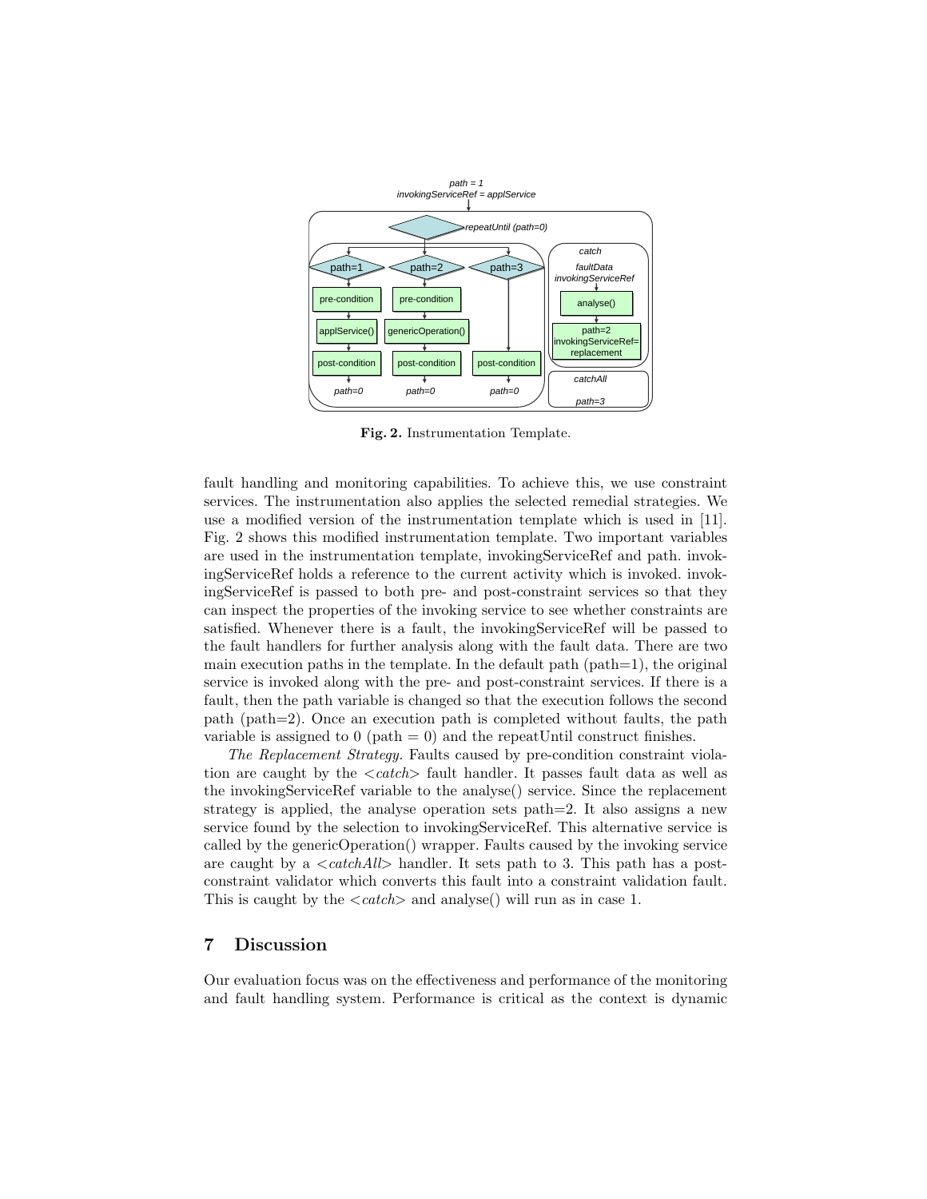**Fig. 2.** Instrumentation Template.

fault handling and monitoring capabilities. To achieve this, we use constraint services. The instrumentation also applies the selected remedial strategies. We use a modified version of the instrumentation template which is used in [11]. Fig. 2 shows this modified instrumentation template. Two important variables are used in the instrumentation template, invokingServiceRef and path. invokingServiceRef holds a reference to the current activity which is invoked. invokingServiceRef is passed to both pre- and post-constraint services so that they can inspect the properties of the invoking service to see whether constraints are satisfied. Whenever there is a fault, the invokingServiceRef will be passed to the fault handlers for further analysis along with the fault data. There are two main execution paths in the template. In the default path (path=1), the original service is invoked along with the pre- and post-constraint services. If there is a fault, then the path variable is changed so that the execution follows the second path (path=2). Once an execution path is completed without faults, the path variable is assigned to 0 (path = 0) and the repeatUntil construct finishes.

*The Replacement Strategy.* Faults caused by pre-condition constraint violation are caught by the <*catch*> fault handler. It passes fault data as well as the invokingServiceRef variable to the analyse() service. Since the replacement strategy is applied, the analyse operation sets path=2. It also assigns a new service found by the selection to invokingServiceRef. This alternative service is called by the genericOperation() wrapper. Faults caused by the invoking service are caught by a <*catchAll*> handler. It sets path to 3. This path has a post-constraint validator which converts this fault into a constraint validation fault. This is caught by the <*catch*> and analyse() will run as in case 1.

## 7 Discussion

Our evaluation focus was on the effectiveness and performance of the monitoring and fault handling system. Performance is critical as the context is dynamic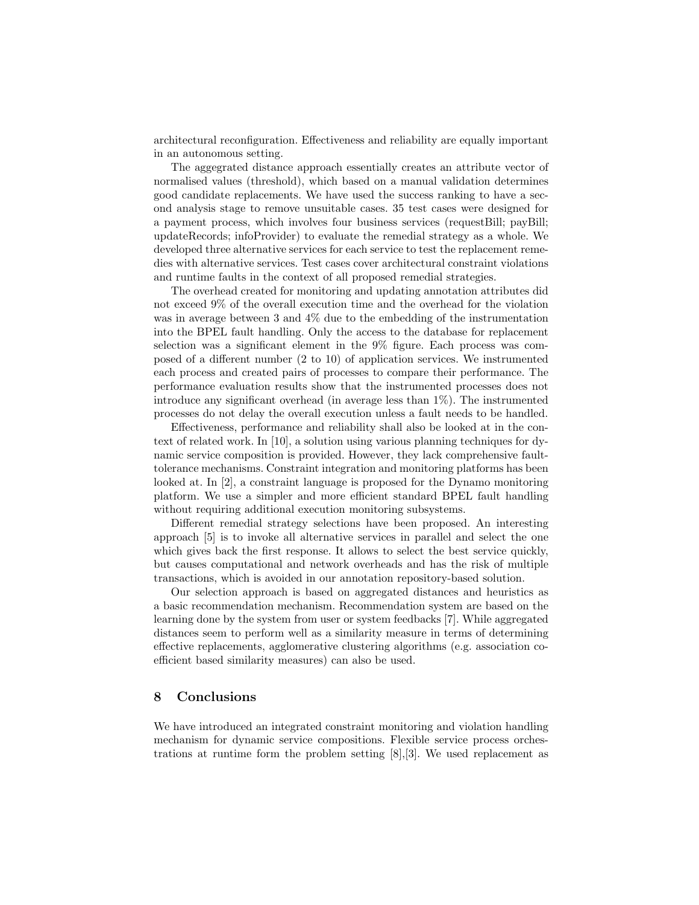architectural reconfiguration. Effectiveness and reliability are equally important in an autonomous setting.

The aggregated distance approach essentially creates an attribute vector of normalised values (threshold), which based on a manual validation determines good candidate replacements. We have used the success ranking to have a second analysis stage to remove unsuitable cases. 35 test cases were designed for a payment process, which involves four business services (requestBill; payBill; updateRecords; infoProvider) to evaluate the remedial strategy as a whole. We developed three alternative services for each service to test the replacement remedies with alternative services. Test cases cover architectural constraint violations and runtime faults in the context of all proposed remedial strategies.

The overhead created for monitoring and updating annotation attributes did not exceed 9% of the overall execution time and the overhead for the violation was in average between 3 and 4% due to the embedding of the instrumentation into the BPEL fault handling. Only the access to the database for replacement selection was a significant element in the 9% figure. Each process was composed of a different number (2 to 10) of application services. We instrumented each process and created pairs of processes to compare their performance. The performance evaluation results show that the instrumented processes does not introduce any significant overhead (in average less than 1%). The instrumented processes do not delay the overall execution unless a fault needs to be handled.

Effectiveness, performance and reliability shall also be looked at in the context of related work. In [10], a solution using various planning techniques for dynamic service composition is provided. However, they lack comprehensive fault-tolerance mechanisms. Constraint integration and monitoring platforms has been looked at. In [2], a constraint language is proposed for the Dynamo monitoring platform. We use a simpler and more efficient standard BPEL fault handling without requiring additional execution monitoring subsystems.

Different remedial strategy selections have been proposed. An interesting approach [5] is to invoke all alternative services in parallel and select the one which gives back the first response. It allows to select the best service quickly, but causes computational and network overheads and has the risk of multiple transactions, which is avoided in our annotation repository-based solution.

Our selection approach is based on aggregated distances and heuristics as a basic recommendation mechanism. Recommendation system are based on the learning done by the system from user or system feedbacks [7]. While aggregated distances seem to perform well as a similarity measure in terms of determining effective replacements, agglomerative clustering algorithms (e.g. association coefficient based similarity measures) can also be used.

## 8 Conclusions

We have introduced an integrated constraint monitoring and violation handling mechanism for dynamic service compositions. Flexible service process orchestrations at runtime form the problem setting [8],[3]. We used replacement as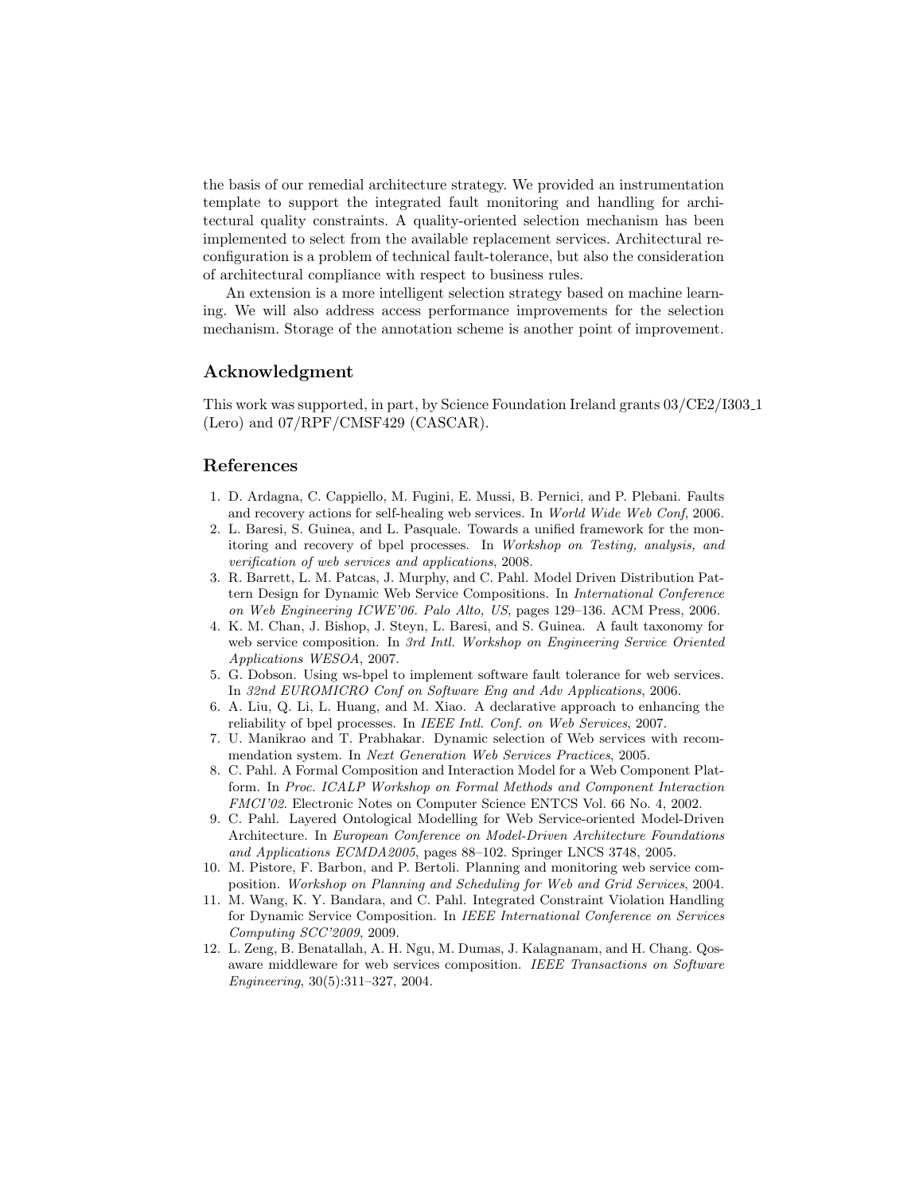the basis of our remedial architecture strategy. We provided an instrumentation template to support the integrated fault monitoring and handling for architectural quality constraints. A quality-oriented selection mechanism has been implemented to select from the available replacement services. Architectural reconfiguration is a problem of technical fault-tolerance, but also the consideration of architectural compliance with respect to business rules.

An extension is a more intelligent selection strategy based on machine learning. We will also address access performance improvements for the selection mechanism. Storage of the annotation scheme is another point of improvement.

## Acknowledgment

This work was supported, in part, by Science Foundation Ireland grants 03/CE2/I303_1 (Lero) and 07/RPF/CMSF429 (CASCAR).

## References

1. D. Ardagna, C. Cappiello, M. Fugini, E. Mussi, B. Pernici, and P. Plebani. Faults and recovery actions for self-healing web services. In *World Wide Web Conf*, 2006.
2. L. Baresi, S. Guinea, and L. Pasquale. Towards a unified framework for the monitoring and recovery of bpel processes. In *Workshop on Testing, analysis, and verification of web services and applications*, 2008.
3. R. Barrett, L. M. Patcas, J. Murphy, and C. Pahl. Model Driven Distribution Pattern Design for Dynamic Web Service Compositions. In *International Conference on Web Engineering ICWE'06. Palo Alto, US*, pages 129–136. ACM Press, 2006.
4. K. M. Chan, J. Bishop, J. Steyn, L. Baresi, and S. Guinea. A fault taxonomy for web service composition. In *3rd Intl. Workshop on Engineering Service Oriented Applications WESOA*, 2007.
5. G. Dobson. Using ws-bpel to implement software fault tolerance for web services. In *32nd EUROMICRO Conf on Software Eng and Adv Applications*, 2006.
6. A. Liu, Q. Li, L. Huang, and M. Xiao. A declarative approach to enhancing the reliability of bpel processes. In *IEEE Intl. Conf. on Web Services*, 2007.
7. U. Manikrao and T. Prabhakar. Dynamic selection of Web services with recommendation system. In *Next Generation Web Services Practices*, 2005.
8. C. Pahl. A Formal Composition and Interaction Model for a Web Component Platform. In *Proc. ICALP Workshop on Formal Methods and Component Interaction FMCI'02*. Electronic Notes on Computer Science ENTCS Vol. 66 No. 4, 2002.
9. C. Pahl. Layered Ontological Modelling for Web Service-oriented Model-Driven Architecture. In *European Conference on Model-Driven Architecture Foundations and Applications ECMDA2005*, pages 88–102. Springer LNCS 3748, 2005.
10. M. Pistore, F. Barbon, and P. Bertoli. Planning and monitoring web service composition. *Workshop on Planning and Scheduling for Web and Grid Services*, 2004.
11. M. Wang, K. Y. Bandara, and C. Pahl. Integrated Constraint Violation Handling for Dynamic Service Composition. In *IEEE International Conference on Services Computing SCC'2009*, 2009.
12. L. Zeng, B. Benatallah, A. H. Ngu, M. Dumas, J. Kalagnanam, and H. Chang. Qos-aware middleware for web services composition. *IEEE Transactions on Software Engineering*, 30(5):311–327, 2004.